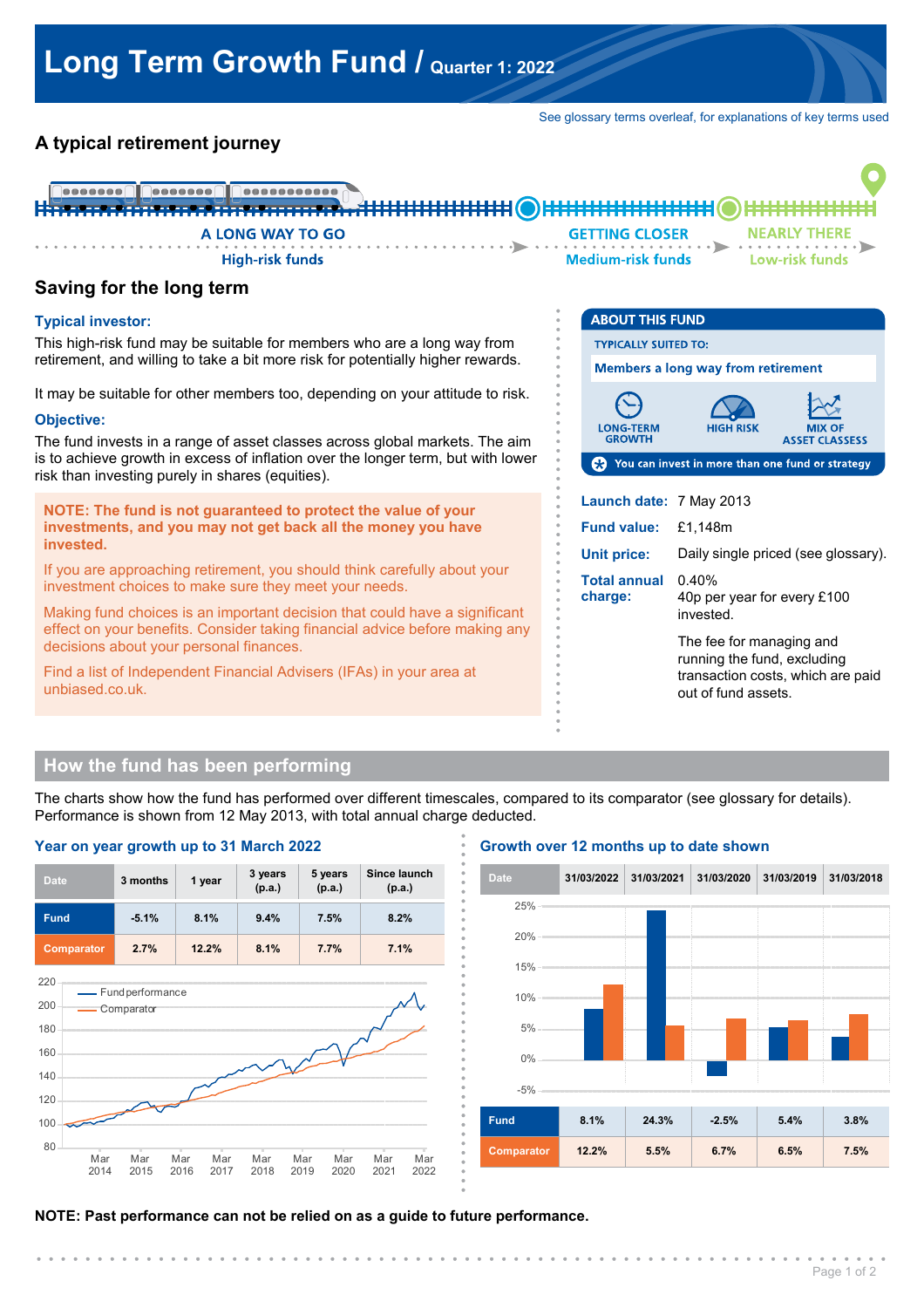# Long Term Growth Fund / Quarter 1: 2022

See glossary terms overleaf, for explanations of key terms used

## A typical retirement journey

A LONG WAY TO GO — High-risk funds → GETTING CLOSER — Medium-risk funds → NEARLY THERE — Low-risk funds

## Saving for the long term

### Typical investor:

This high-risk fund may be suitable for members who are a long way from retirement, and willing to take a bit more risk for potentially higher rewards.

It may be suitable for other members too, depending on your attitude to risk.

### Objective:

The fund invests in a range of asset classes across global markets. The aim is to achieve growth in excess of inflation over the longer term, but with lower risk than investing purely in shares (equities).

**NOTE: The fund is not guaranteed to protect the value of your investments, and you may not get back all the money you have invested.**

If you are approaching retirement, you should think carefully about your investment choices to make sure they meet your needs.

Making fund choices is an important decision that could have a significant effect on your benefits. Consider taking financial advice before making any decisions about your personal finances.

Find a list of Independent Financial Advisers (IFAs) in your area at unbiased.co.uk.

### ABOUT THIS FUND

TYPICALLY SUITED TO:

**Members a long way from retirement**

LONG-TERM GROWTH | HIGH RISK | MIX OF ASSET CLASSES

You can invest in more than one fund or strategy

**Launch date:** 7 May 2013

**Fund value:** £1,148m

**Unit price:** Daily single priced (see glossary).

**Total annual charge:** 0.40%
40p per year for every £100 invested.

The fee for managing and running the fund, excluding transaction costs, which are paid out of fund assets.

## How the fund has been performing

The charts show how the fund has performed over different timescales, compared to its comparator (see glossary for details). Performance is shown from 12 May 2013, with total annual charge deducted.

### Year on year growth up to 31 March 2022

| Date | 3 months | 1 year | 3 years (p.a.) | 5 years (p.a.) | Since launch (p.a.) |
|---|---|---|---|---|---|
| Fund | -5.1% | 8.1% | 9.4% | 7.5% | 8.2% |
| Comparator | 2.7% | 12.2% | 8.1% | 7.7% | 7.1% |

### Growth over 12 months up to date shown

| Date | 31/03/2022 | 31/03/2021 | 31/03/2020 | 31/03/2019 | 31/03/2018 |
|---|---|---|---|---|---|
| Fund | 8.1% | 24.3% | -2.5% | 5.4% | 3.8% |
| Comparator | 12.2% | 5.5% | 6.7% | 6.5% | 7.5% |

**NOTE: Past performance can not be relied on as a guide to future performance.**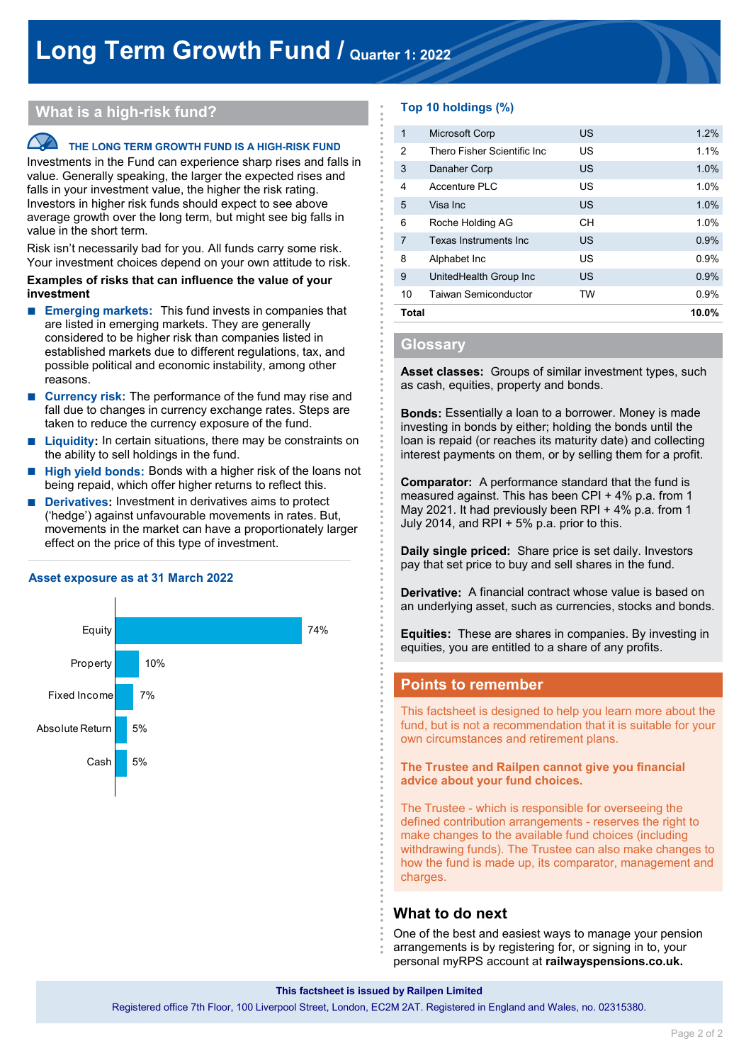# Long Term Growth Fund / Quarter 1: 2022

## What is a high-risk fund?

**THE LONG TERM GROWTH FUND IS A HIGH-RISK FUND**

Investments in the Fund can experience sharp rises and falls in value. Generally speaking, the larger the expected rises and falls in your investment value, the higher the risk rating. Investors in higher risk funds should expect to see above average growth over the long term, but might see big falls in value in the short term.

Risk isn't necessarily bad for you. All funds carry some risk. Your investment choices depend on your own attitude to risk.

**Examples of risks that can influence the value of your investment**

- **Emerging markets:** This fund invests in companies that are listed in emerging markets. They are generally considered to be higher risk than companies listed in established markets due to different regulations, tax, and possible political and economic instability, among other reasons.
- **Currency risk:** The performance of the fund may rise and fall due to changes in currency exchange rates. Steps are taken to reduce the currency exposure of the fund.
- **Liquidity:** In certain situations, there may be constraints on the ability to sell holdings in the fund.
- **High yield bonds:** Bonds with a higher risk of the loans not being repaid, which offer higher returns to reflect this.
- **Derivatives:** Investment in derivatives aims to protect ('hedge') against unfavourable movements in rates. But, movements in the market can have a proportionately larger effect on the price of this type of investment.

### Asset exposure as at 31 March 2022

Equity 74%
Property 10%
Fixed Income 7%
Absolute Return 5%
Cash 5%

### Top 10 holdings (%)

| | | | |
|---|---|---|---|
| 1 | Microsoft Corp | US | 1.2% |
| 2 | Thero Fisher Scientific Inc | US | 1.1% |
| 3 | Danaher Corp | US | 1.0% |
| 4 | Accenture PLC | US | 1.0% |
| 5 | Visa Inc | US | 1.0% |
| 6 | Roche Holding AG | CH | 1.0% |
| 7 | Texas Instruments Inc | US | 0.9% |
| 8 | Alphabet Inc | US | 0.9% |
| 9 | UnitedHealth Group Inc | US | 0.9% |
| 10 | Taiwan Semiconductor | TW | 0.9% |
| **Total** | | | **10.0%** |

## Glossary

**Asset classes:** Groups of similar investment types, such as cash, equities, property and bonds.

**Bonds:** Essentially a loan to a borrower. Money is made investing in bonds by either; holding the bonds until the loan is repaid (or reaches its maturity date) and collecting interest payments on them, or by selling them for a profit.

**Comparator:** A performance standard that the fund is measured against. This has been CPI + 4% p.a. from 1 May 2021. It had previously been RPI + 4% p.a. from 1 July 2014, and RPI + 5% p.a. prior to this.

**Daily single priced:** Share price is set daily. Investors pay that set price to buy and sell shares in the fund.

**Derivative:** A financial contract whose value is based on an underlying asset, such as currencies, stocks and bonds.

**Equities:** These are shares in companies. By investing in equities, you are entitled to a share of any profits.

## Points to remember

This factsheet is designed to help you learn more about the fund, but is not a recommendation that it is suitable for your own circumstances and retirement plans.

**The Trustee and Railpen cannot give you financial advice about your fund choices.**

The Trustee - which is responsible for overseeing the defined contribution arrangements - reserves the right to make changes to the available fund choices (including withdrawing funds). The Trustee can also make changes to how the fund is made up, its comparator, management and charges.

## What to do next

One of the best and easiest ways to manage your pension arrangements is by registering for, or signing in to, your personal myRPS account at **railwayspensions.co.uk.**

**This factsheet is issued by Railpen Limited**

Registered office 7th Floor, 100 Liverpool Street, London, EC2M 2AT. Registered in England and Wales, no. 02315380.